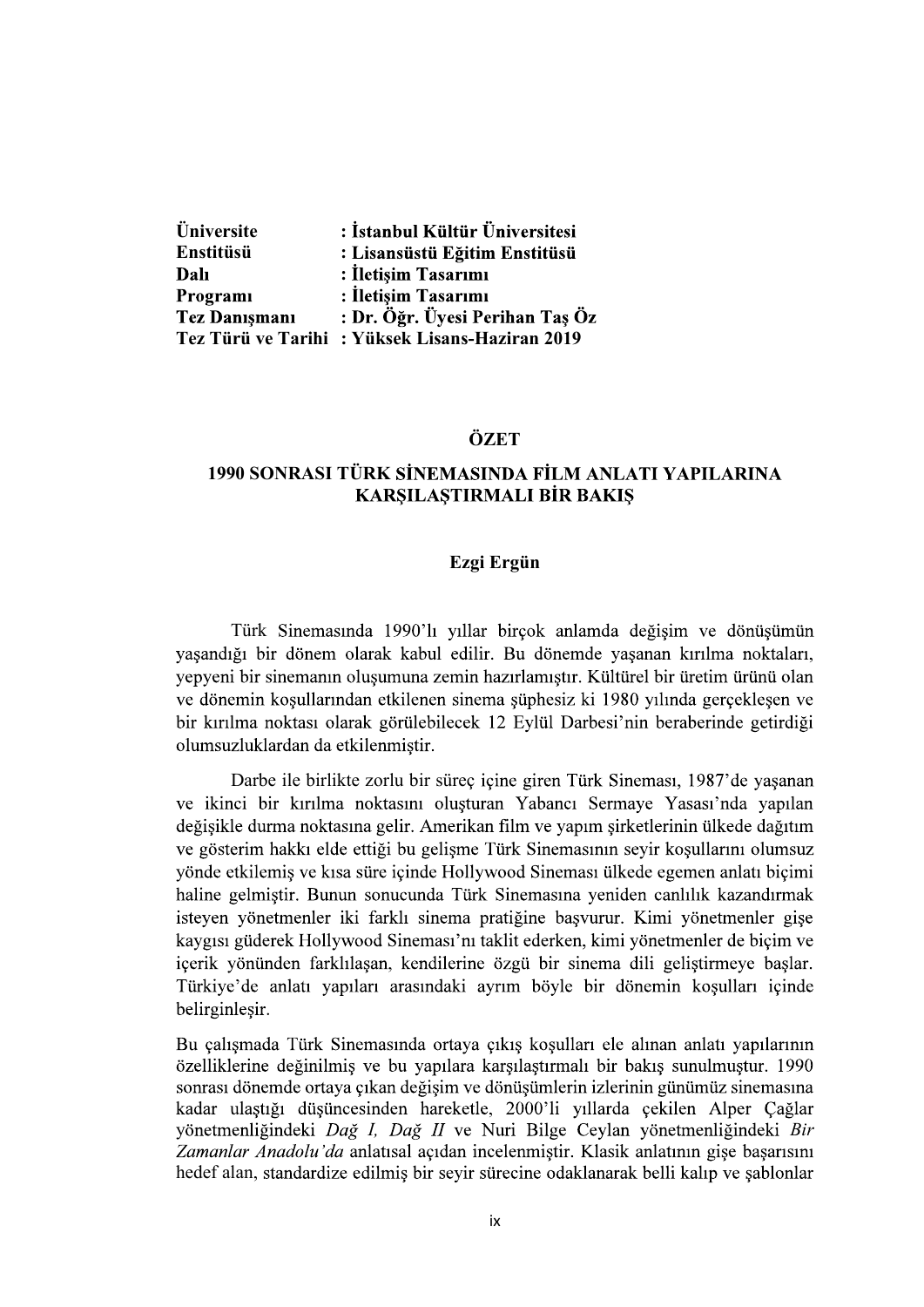**Üniversite** : **İstanbul Kültür Üniversitesi**
**Enstitüsü** : **Lisansüstü Eğitim Enstitüsü**
**Dalı** : **İletişim Tasarımı**
**Programı** : **İletişim Tasarımı**
**Tez Danışmanı** : **Dr. Öğr. Üyesi Perihan Taş Öz**
**Tez Türü ve Tarihi** : **Yüksek Lisans-Haziran 2019**

## ÖZET

## 1990 SONRASI TÜRK SİNEMASINDA FİLM ANLATI YAPILARINA KARŞILAŞTIRMALI BİR BAKIŞ

**Ezgi Ergün**

Türk Sinemasında 1990'lı yıllar birçok anlamda değişim ve dönüşümün yaşandığı bir dönem olarak kabul edilir. Bu dönemde yaşanan kırılma noktaları, yepyeni bir sinemanın oluşumuna zemin hazırlamıştır. Kültürel bir üretim ürünü olan ve dönemin koşullarından etkilenen sinema şüphesiz ki 1980 yılında gerçekleşen ve bir kırılma noktası olarak görülebilecek 12 Eylül Darbesi'nin beraberinde getirdiği olumsuzluklardan da etkilenmiştir.

Darbe ile birlikte zorlu bir süreç içine giren Türk Sineması, 1987'de yaşanan ve ikinci bir kırılma noktasını oluşturan Yabancı Sermaye Yasası'nda yapılan değişikle durma noktasına gelir. Amerikan film ve yapım şirketlerinin ülkede dağıtım ve gösterim hakkı elde ettiği bu gelişme Türk Sinemasının seyir koşullarını olumsuz yönde etkilemiş ve kısa süre içinde Hollywood Sineması ülkede egemen anlatı biçimi haline gelmiştir. Bunun sonucunda Türk Sinemasına yeniden canlılık kazandırmak isteyen yönetmenler iki farklı sinema pratiğine başvurur. Kimi yönetmenler gişe kaygısı güderek Hollywood Sineması'nı taklit ederken, kimi yönetmenler de biçim ve içerik yönünden farklılaşan, kendilerine özgü bir sinema dili geliştirmeye başlar. Türkiye'de anlatı yapıları arasındaki ayrım böyle bir dönemin koşulları içinde belirginleşir.

Bu çalışmada Türk Sinemasında ortaya çıkış koşulları ele alınan anlatı yapılarının özelliklerine değinilmiş ve bu yapılara karşılaştırmalı bir bakış sunulmuştur. 1990 sonrası dönemde ortaya çıkan değişim ve dönüşümlerin izlerinin günümüz sinemasına kadar ulaştığı düşüncesinden hareketle, 2000'li yıllarda çekilen Alper Çağlar yönetmenliğindeki *Dağ I, Dağ II* ve Nuri Bilge Ceylan yönetmenliğindeki *Bir Zamanlar Anadolu'da* anlatısal açıdan incelenmiştir. Klasik anlatının gişe başarısını hedef alan, standardize edilmiş bir seyir sürecine odaklanarak belli kalıp ve şablonlar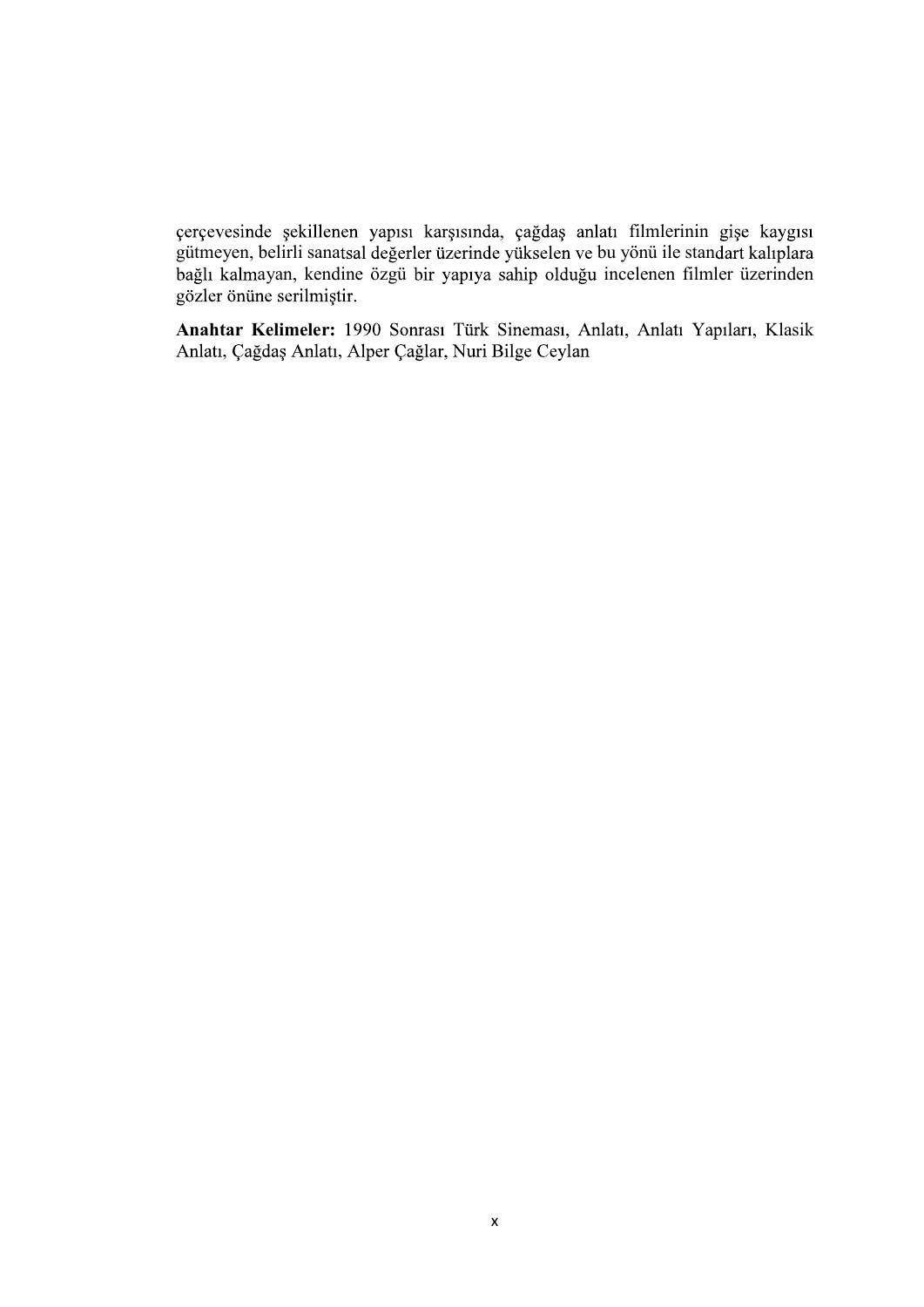çerçevesinde şekillenen yapısı karşısında, çağdaş anlatı filmlerinin gişe kaygısı gütmeyen, belirli sanatsal değerler üzerinde yükselen ve bu yönü ile standart kalıplara bağlı kalmayan, kendine özgü bir yapıya sahip olduğu incelenen filmler üzerinden gözler önüne serilmiştir.

**Anahtar Kelimeler:** 1990 Sonrası Türk Sineması, Anlatı, Anlatı Yapıları, Klasik Anlatı, Çağdaş Anlatı, Alper Çağlar, Nuri Bilge Ceylan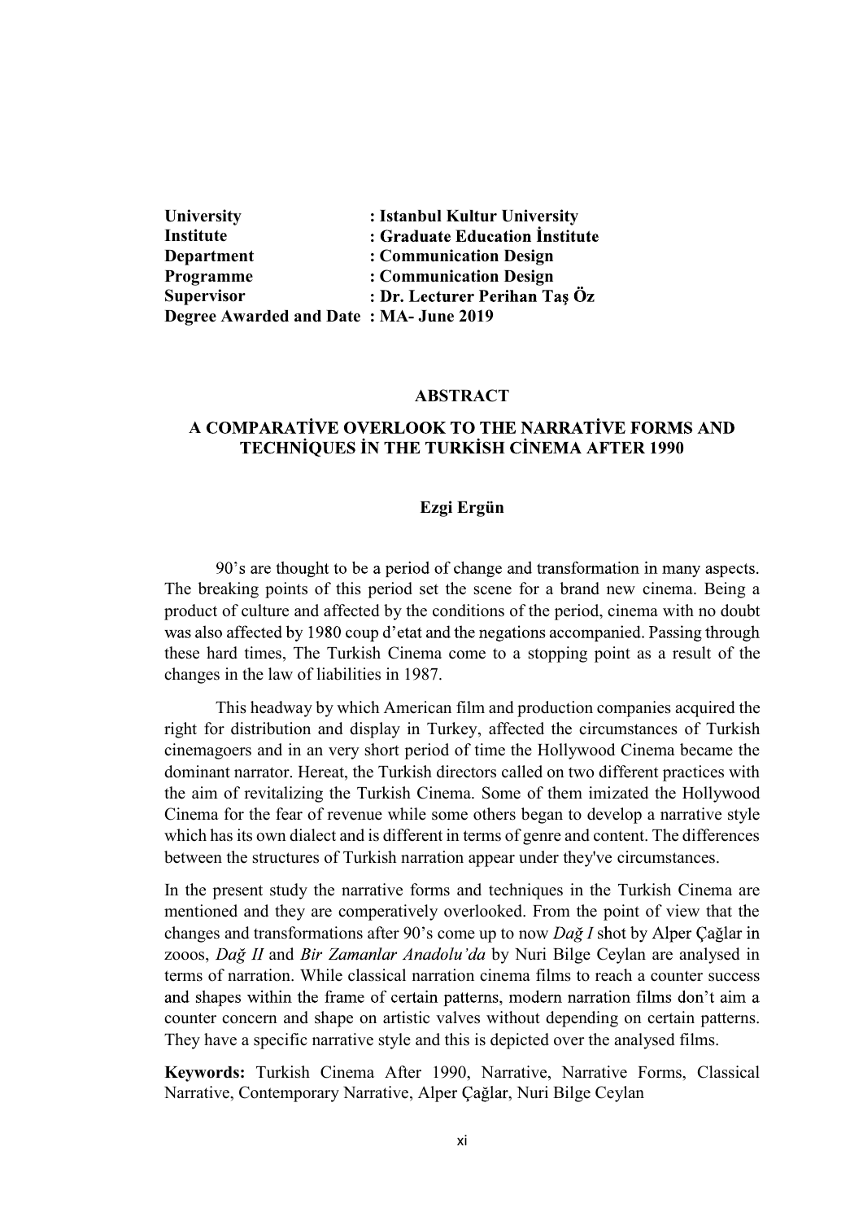**University** : **Istanbul Kultur University**
**Institute** : **Graduate Education İnstitute**
**Department** : **Communication Design**
**Programme** : **Communication Design**
**Supervisor** : **Dr. Lecturer Perihan Taş Öz**
**Degree Awarded and Date** : **MA- June 2019**

# ABSTRACT

## A COMPARATİVE OVERLOOK TO THE NARRATİVE FORMS AND TECHNİQUES İN THE TURKİSH CİNEMA AFTER 1990

**Ezgi Ergün**

90's are thought to be a period of change and transformation in many aspects. The breaking points of this period set the scene for a brand new cinema. Being a product of culture and affected by the conditions of the period, cinema with no doubt was also affected by 1980 coup d'etat and the negations accompanied. Passing through these hard times, The Turkish Cinema come to a stopping point as a result of the changes in the law of liabilities in 1987.

This headway by which American film and production companies acquired the right for distribution and display in Turkey, affected the circumstances of Turkish cinemagoers and in an very short period of time the Hollywood Cinema became the dominant narrator. Hereat, the Turkish directors called on two different practices with the aim of revitalizing the Turkish Cinema. Some of them imizated the Hollywood Cinema for the fear of revenue while some others began to develop a narrative style which has its own dialect and is different in terms of genre and content. The differences between the structures of Turkish narration appear under they've circumstances.

In the present study the narrative forms and techniques in the Turkish Cinema are mentioned and they are comperatively overlooked. From the point of view that the changes and transformations after 90's come up to now *Dağ I* shot by Alper Çağlar in zooos, *Dağ II* and *Bir Zamanlar Anadolu'da* by Nuri Bilge Ceylan are analysed in terms of narration. While classical narration cinema films to reach a counter success and shapes within the frame of certain patterns, modern narration films don't aim a counter concern and shape on artistic valves without depending on certain patterns. They have a specific narrative style and this is depicted over the analysed films.

**Keywords:** Turkish Cinema After 1990, Narrative, Narrative Forms, Classical Narrative, Contemporary Narrative, Alper Çağlar, Nuri Bilge Ceylan